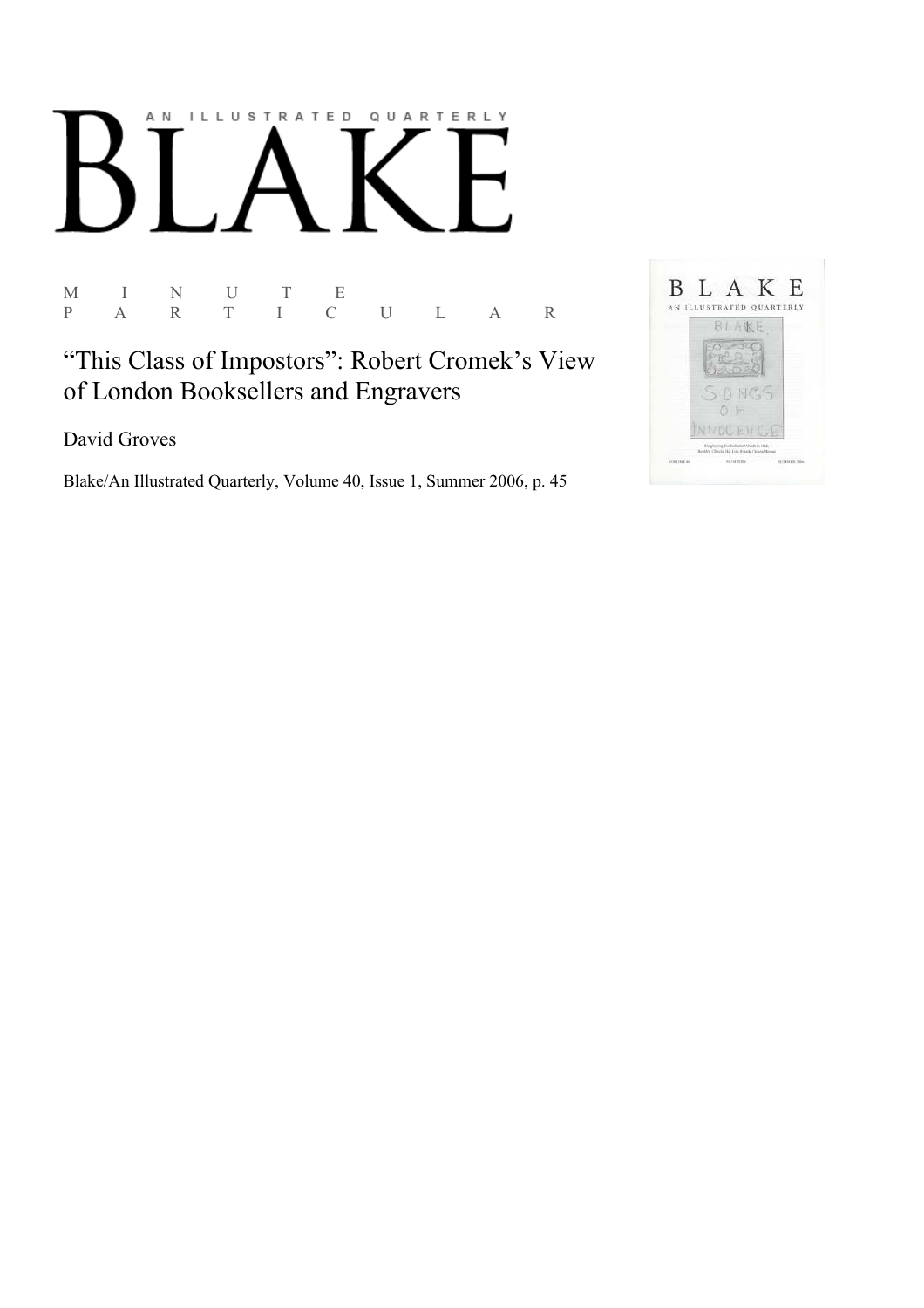AN ILLUSTRATED QUARTERLY

# BLAKE

M I N U T E
P A R T I C U L A R

## "This Class of Impostors": Robert Cromek's View of London Booksellers and Engravers

David Groves

Blake/An Illustrated Quarterly, Volume 40, Issue 1, Summer 2006, p. 45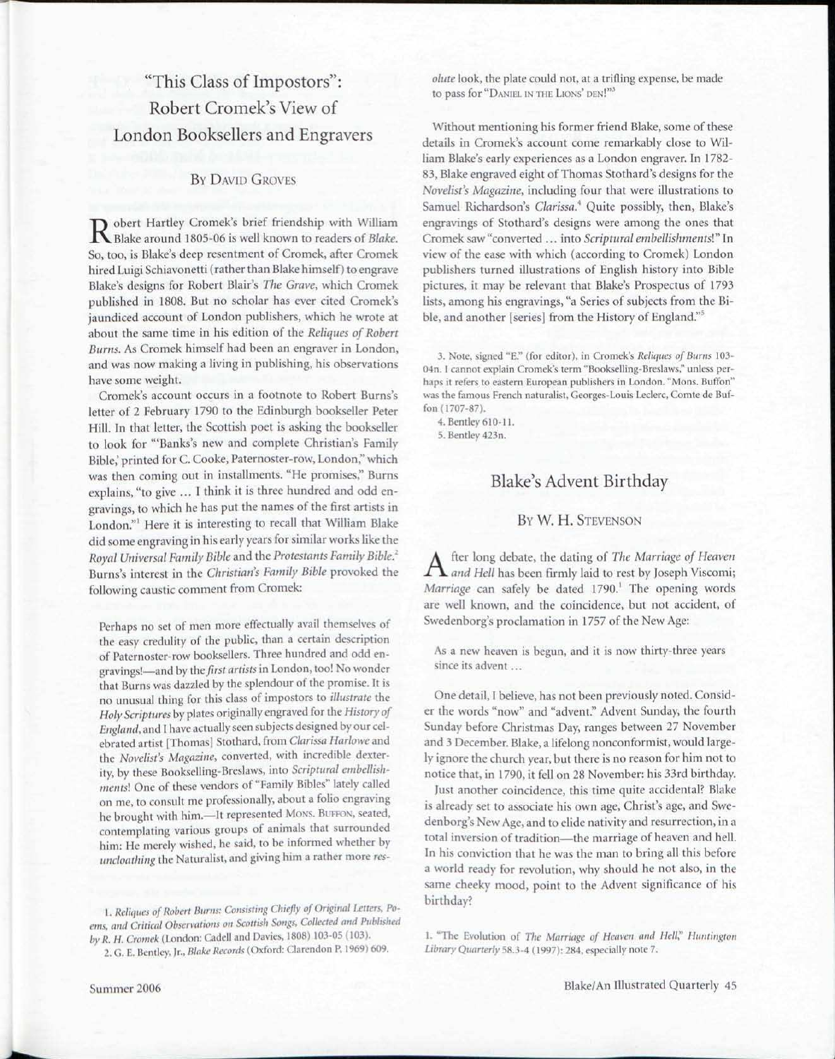# "This Class of Impostors": Robert Cromek's View of London Booksellers and Engravers

By David Groves

Robert Hartley Cromek's brief friendship with William Blake around 1805-06 is well known to readers of *Blake*. So, too, is Blake's deep resentment of Cromek, after Cromek hired Luigi Schiavonetti (rather than Blake himself) to engrave Blake's designs for Robert Blair's *The Grave*, which Cromek published in 1808. But no scholar has ever cited Cromek's jaundiced account of London publishers, which he wrote at about the same time in his edition of the *Reliques of Robert Burns*. As Cromek himself had been an engraver in London, and was now making a living in publishing, his observations have some weight.

Cromek's account occurs in a footnote to Robert Burns's letter of 2 February 1790 to the Edinburgh bookseller Peter Hill. In that letter, the Scottish poet is asking the bookseller to look for "'Banks's new and complete Christian's Family Bible,' printed for C. Cooke, Paternoster-row, London," which was then coming out in installments. "He promises," Burns explains, "to give ... I think it is three hundred and odd engravings, to which he has put the names of the first artists in London."[1] Here it is interesting to recall that William Blake did some engraving in his early years for similar works like the *Royal Universal Family Bible* and the *Protestants Family Bible*.[2] Burns's interest in the *Christian's Family Bible* provoked the following caustic comment from Cromek:

> Perhaps no set of men more effectually avail themselves of the easy credulity of the public, than a certain description of Paternoster-row booksellers. Three hundred and odd engravings!—and by the *first artists* in London, too! No wonder that Burns was dazzled by the splendour of the promise. It is no unusual thing for this class of impostors to *illustrate* the *Holy Scriptures* by plates originally engraved for the *History of England*, and I have actually seen subjects designed by our celebrated artist [Thomas] Stothard, from *Clarissa Harlowe* and the *Novelist's Magazine*, converted, with incredible dexterity, by these Bookselling-Breslaws, into *Scriptural embellishments*! One of these vendors of "Family Bibles" lately called on me, to consult me professionally, about a folio engraving he brought with him.—It represented Mons. Buffon, seated, contemplating various groups of animals that surrounded him: He merely wished, he said, to be informed whether by *uncloathing* the Naturalist, and giving him a rather more *resolute* look, the plate could not, at a trifling expense, be made to pass for "Daniel in the Lions' den!"[3]

Without mentioning his former friend Blake, some of these details in Cromek's account come remarkably close to William Blake's early experiences as a London engraver. In 1782-83, Blake engraved eight of Thomas Stothard's designs for the *Novelist's Magazine*, including four that were illustrations to Samuel Richardson's *Clarissa*.[4] Quite possibly, then, Blake's engravings of Stothard's designs were among the ones that Cromek saw "converted ... into *Scriptural embellishments*!" In view of the ease with which (according to Cromek) London publishers turned illustrations of English history into Bible pictures, it may be relevant that Blake's Prospectus of 1793 lists, among his engravings, "a Series of subjects from the Bible, and another [series] from the History of England."[5]

1. *Reliques of Robert Burns: Consisting Chiefly of Original Letters, Poems, and Critical Observations on Scottish Songs, Collected and Published by R. H. Cromek* (London: Cadell and Davies, 1808) 103-05 (103).

2. G. E. Bentley, Jr., *Blake Records* (Oxford: Clarendon P, 1969) 609.

3. Note, signed "E." (for editor), in Cromek's *Reliques of Burns* 103-04n. I cannot explain Cromek's term "Bookselling-Breslaws," unless perhaps it refers to eastern European publishers in London. "Mons. Buffon" was the famous French naturalist, Georges-Louis Leclerc, Comte de Buffon (1707-87).

4. Bentley 610-11.

5. Bentley 423n.

# Blake's Advent Birthday

By W. H. Stevenson

After long debate, the dating of *The Marriage of Heaven and Hell* has been firmly laid to rest by Joseph Viscomi; *Marriage* can safely be dated 1790.[1] The opening words are well known, and the coincidence, but not accident, of Swedenborg's proclamation in 1757 of the New Age:

> As a new heaven is begun, and it is now thirty-three years since its advent ...

One detail, I believe, has not been previously noted. Consider the words "now" and "advent." Advent Sunday, the fourth Sunday before Christmas Day, ranges between 27 November and 3 December. Blake, a lifelong nonconformist, would largely ignore the church year, but there is no reason for him not to notice that, in 1790, it fell on 28 November: his 33rd birthday.

Just another coincidence, this time quite accidental? Blake is already set to associate his own age, Christ's age, and Swedenborg's New Age, and to elide nativity and resurrection, in a total inversion of tradition—the marriage of heaven and hell. In his conviction that he was the man to bring all this before a world ready for revolution, why should he not also, in the same cheeky mood, point to the Advent significance of his birthday?

1. "The Evolution of *The Marriage of Heaven and Hell*," *Huntington Library Quarterly* 58.3-4 (1997): 284, especially note 7.